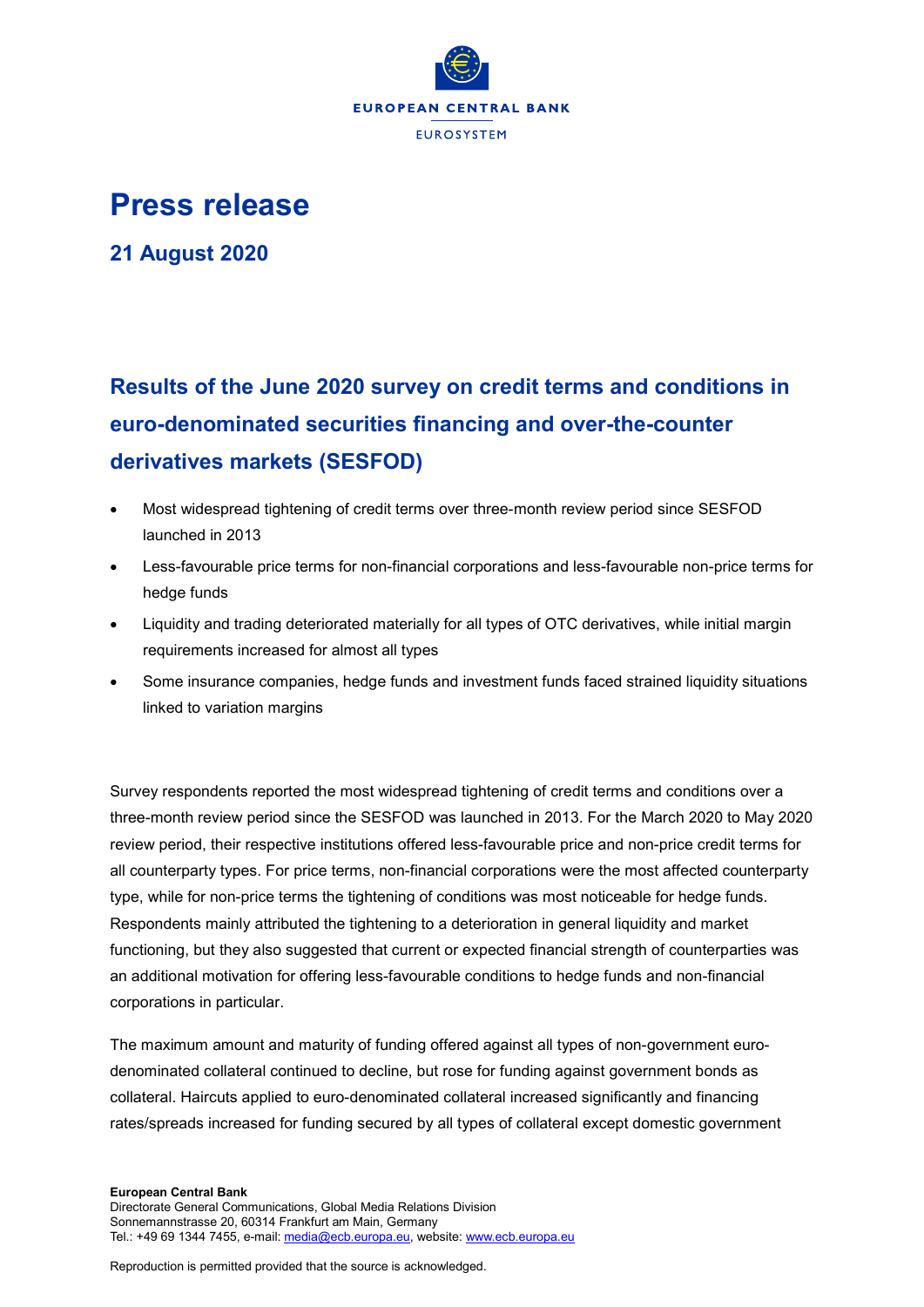EUROPEAN CENTRAL BANK

EUROSYSTEM

# Press release

## 21 August 2020

## Results of the June 2020 survey on credit terms and conditions in euro-denominated securities financing and over-the-counter derivatives markets (SESFOD)

- Most widespread tightening of credit terms over three-month review period since SESFOD launched in 2013
- Less-favourable price terms for non-financial corporations and less-favourable non-price terms for hedge funds
- Liquidity and trading deteriorated materially for all types of OTC derivatives, while initial margin requirements increased for almost all types
- Some insurance companies, hedge funds and investment funds faced strained liquidity situations linked to variation margins

Survey respondents reported the most widespread tightening of credit terms and conditions over a three-month review period since the SESFOD was launched in 2013. For the March 2020 to May 2020 review period, their respective institutions offered less-favourable price and non-price credit terms for all counterparty types. For price terms, non-financial corporations were the most affected counterparty type, while for non-price terms the tightening of conditions was most noticeable for hedge funds. Respondents mainly attributed the tightening to a deterioration in general liquidity and market functioning, but they also suggested that current or expected financial strength of counterparties was an additional motivation for offering less-favourable conditions to hedge funds and non-financial corporations in particular.

The maximum amount and maturity of funding offered against all types of non-government euro-denominated collateral continued to decline, but rose for funding against government bonds as collateral. Haircuts applied to euro-denominated collateral increased significantly and financing rates/spreads increased for funding secured by all types of collateral except domestic government

**European Central Bank**
Directorate General Communications, Global Media Relations Division
Sonnemannstrasse 20, 60314 Frankfurt am Main, Germany
Tel.: +49 69 1344 7455, e-mail: media@ecb.europa.eu, website: www.ecb.europa.eu

Reproduction is permitted provided that the source is acknowledged.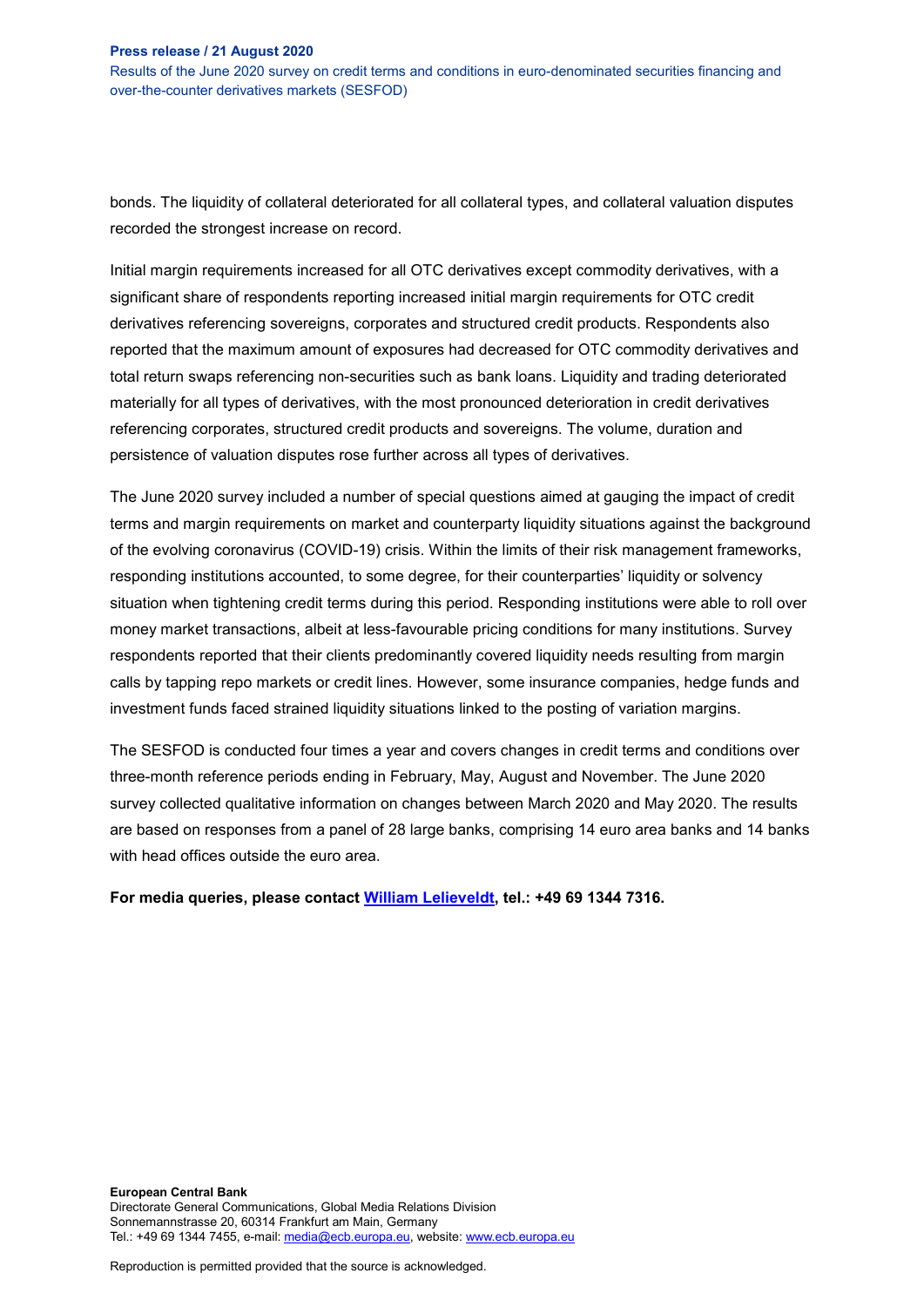bonds. The liquidity of collateral deteriorated for all collateral types, and collateral valuation disputes recorded the strongest increase on record.

Initial margin requirements increased for all OTC derivatives except commodity derivatives, with a significant share of respondents reporting increased initial margin requirements for OTC credit derivatives referencing sovereigns, corporates and structured credit products. Respondents also reported that the maximum amount of exposures had decreased for OTC commodity derivatives and total return swaps referencing non-securities such as bank loans. Liquidity and trading deteriorated materially for all types of derivatives, with the most pronounced deterioration in credit derivatives referencing corporates, structured credit products and sovereigns. The volume, duration and persistence of valuation disputes rose further across all types of derivatives.

The June 2020 survey included a number of special questions aimed at gauging the impact of credit terms and margin requirements on market and counterparty liquidity situations against the background of the evolving coronavirus (COVID-19) crisis. Within the limits of their risk management frameworks, responding institutions accounted, to some degree, for their counterparties' liquidity or solvency situation when tightening credit terms during this period. Responding institutions were able to roll over money market transactions, albeit at less-favourable pricing conditions for many institutions. Survey respondents reported that their clients predominantly covered liquidity needs resulting from margin calls by tapping repo markets or credit lines. However, some insurance companies, hedge funds and investment funds faced strained liquidity situations linked to the posting of variation margins.

The SESFOD is conducted four times a year and covers changes in credit terms and conditions over three-month reference periods ending in February, May, August and November. The June 2020 survey collected qualitative information on changes between March 2020 and May 2020. The results are based on responses from a panel of 28 large banks, comprising 14 euro area banks and 14 banks with head offices outside the euro area.

**For media queries, please contact William Lelieveldt, tel.: +49 69 1344 7316.**

**European Central Bank**
Directorate General Communications, Global Media Relations Division
Sonnemannstrasse 20, 60314 Frankfurt am Main, Germany
Tel.: +49 69 1344 7455, e-mail: media@ecb.europa.eu, website: www.ecb.europa.eu

Reproduction is permitted provided that the source is acknowledged.